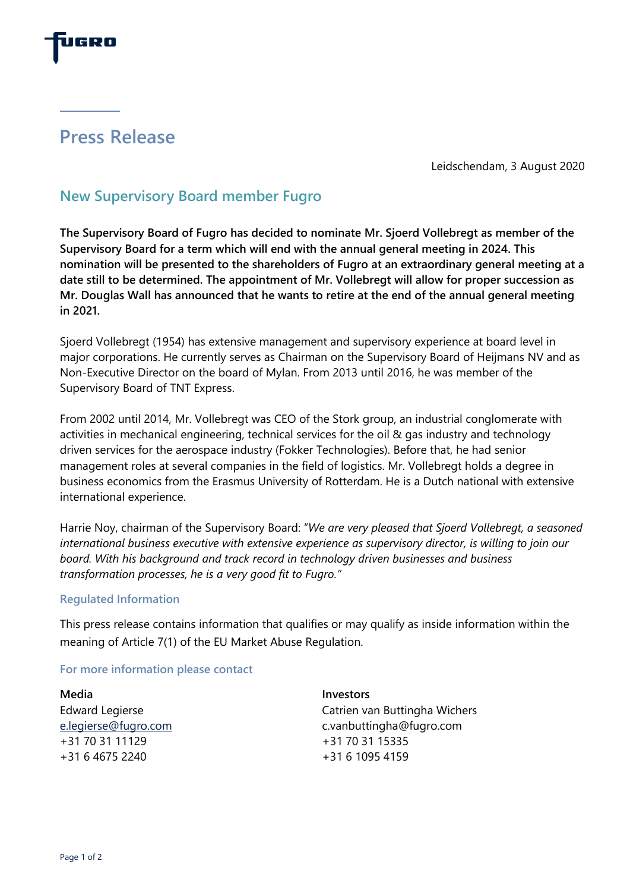# Press Release

Leidschendam, 3 August 2020

## New Supervisory Board member Fugro

**The Supervisory Board of Fugro has decided to nominate Mr. Sjoerd Vollebregt as member of the Supervisory Board for a term which will end with the annual general meeting in 2024. This nomination will be presented to the shareholders of Fugro at an extraordinary general meeting at a date still to be determined. The appointment of Mr. Vollebregt will allow for proper succession as Mr. Douglas Wall has announced that he wants to retire at the end of the annual general meeting in 2021.**

Sjoerd Vollebregt (1954) has extensive management and supervisory experience at board level in major corporations. He currently serves as Chairman on the Supervisory Board of Heijmans NV and as Non-Executive Director on the board of Mylan. From 2013 until 2016, he was member of the Supervisory Board of TNT Express.

From 2002 until 2014, Mr. Vollebregt was CEO of the Stork group, an industrial conglomerate with activities in mechanical engineering, technical services for the oil & gas industry and technology driven services for the aerospace industry (Fokker Technologies). Before that, he had senior management roles at several companies in the field of logistics. Mr. Vollebregt holds a degree in business economics from the Erasmus University of Rotterdam. He is a Dutch national with extensive international experience.

Harrie Noy, chairman of the Supervisory Board: "*We are very pleased that Sjoerd Vollebregt, a seasoned international business executive with extensive experience as supervisory director, is willing to join our board. With his background and track record in technology driven businesses and business transformation processes, he is a very good fit to Fugro.*"

### Regulated Information

This press release contains information that qualifies or may qualify as inside information within the meaning of Article 7(1) of the EU Market Abuse Regulation.

### For more information please contact

**Media**
Edward Legierse
e.legierse@fugro.com
+31 70 31 11129
+31 6 4675 2240

**Investors**
Catrien van Buttingha Wichers
c.vanbuttingha@fugro.com
+31 70 31 15335
+31 6 1095 4159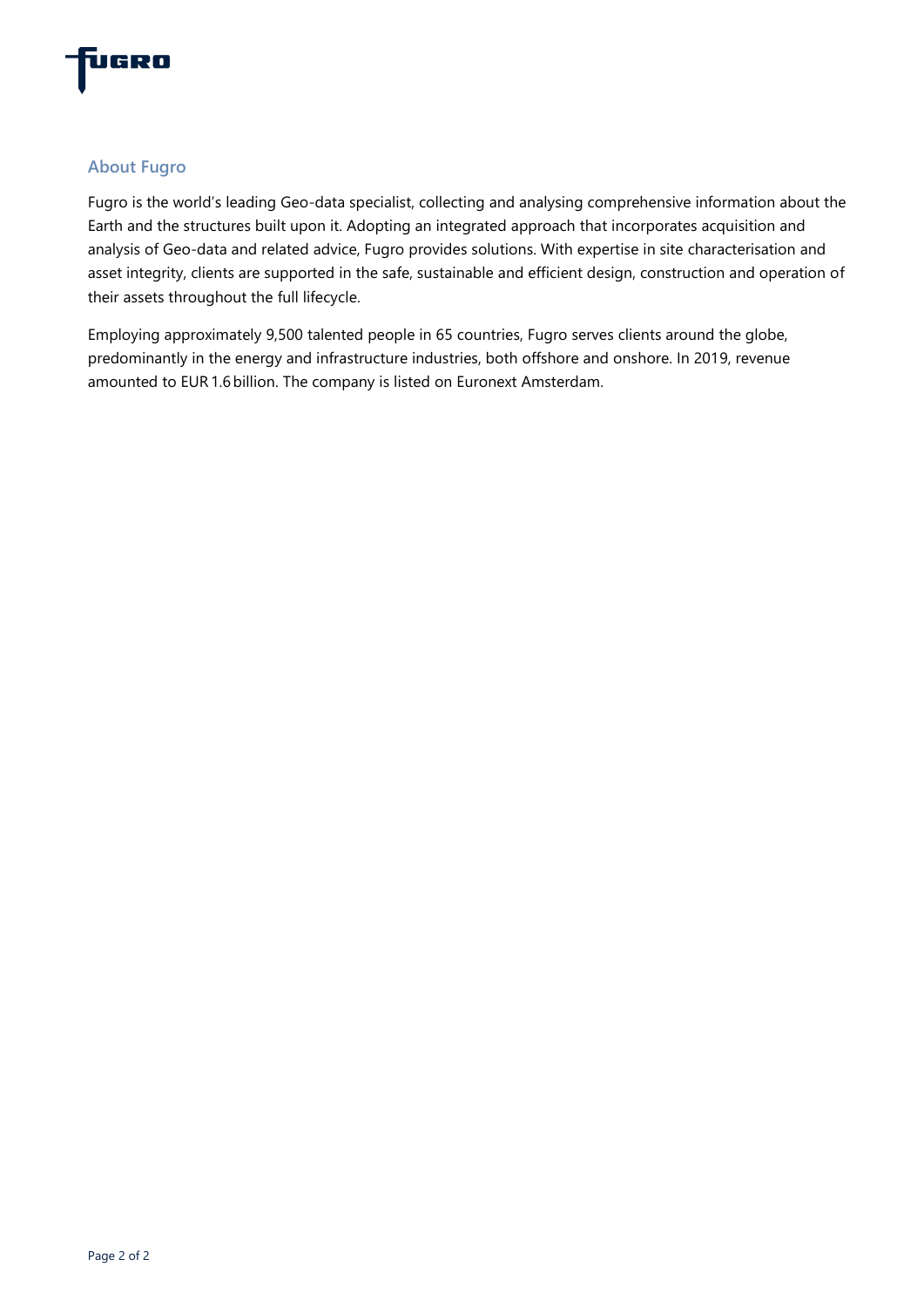## About Fugro

Fugro is the world's leading Geo-data specialist, collecting and analysing comprehensive information about the Earth and the structures built upon it. Adopting an integrated approach that incorporates acquisition and analysis of Geo-data and related advice, Fugro provides solutions. With expertise in site characterisation and asset integrity, clients are supported in the safe, sustainable and efficient design, construction and operation of their assets throughout the full lifecycle.

Employing approximately 9,500 talented people in 65 countries, Fugro serves clients around the globe, predominantly in the energy and infrastructure industries, both offshore and onshore. In 2019, revenue amounted to EUR 1.6 billion. The company is listed on Euronext Amsterdam.